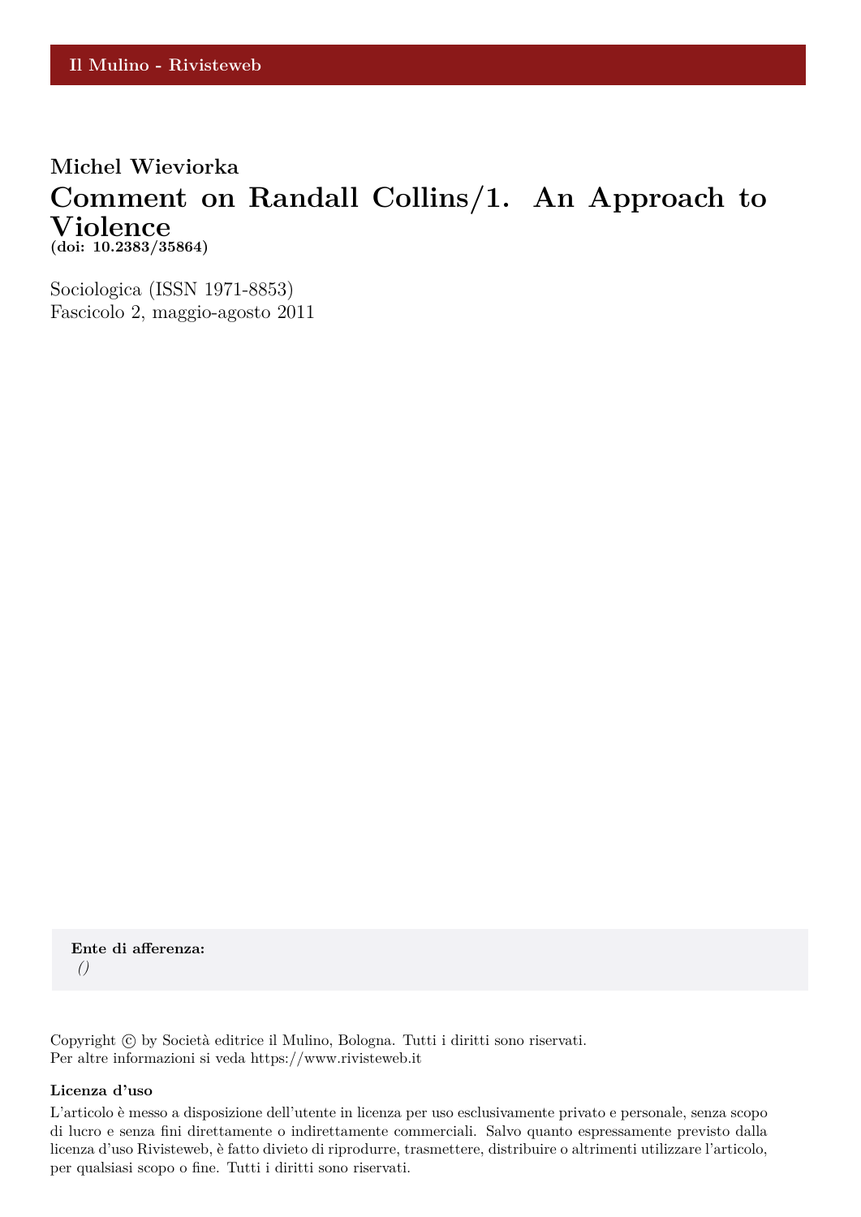Il Mulino - Rivisteweb

**Michel Wieviorka**

# Comment on Randall Collins/1. An Approach to Violence

**(doi: 10.2383/35864)**

Sociologica (ISSN 1971-8853)
Fascicolo 2, maggio-agosto 2011

**Ente di afferenza:**
*()*

Copyright © by Società editrice il Mulino, Bologna. Tutti i diritti sono riservati.
Per altre informazioni si veda https://www.rivisteweb.it

**Licenza d'uso**

L'articolo è messo a disposizione dell'utente in licenza per uso esclusivamente privato e personale, senza scopo di lucro e senza fini direttamente o indirettamente commerciali. Salvo quanto espressamente previsto dalla licenza d'uso Rivisteweb, è fatto divieto di riprodurre, trasmettere, distribuire o altrimenti utilizzare l'articolo, per qualsiasi scopo o fine. Tutti i diritti sono riservati.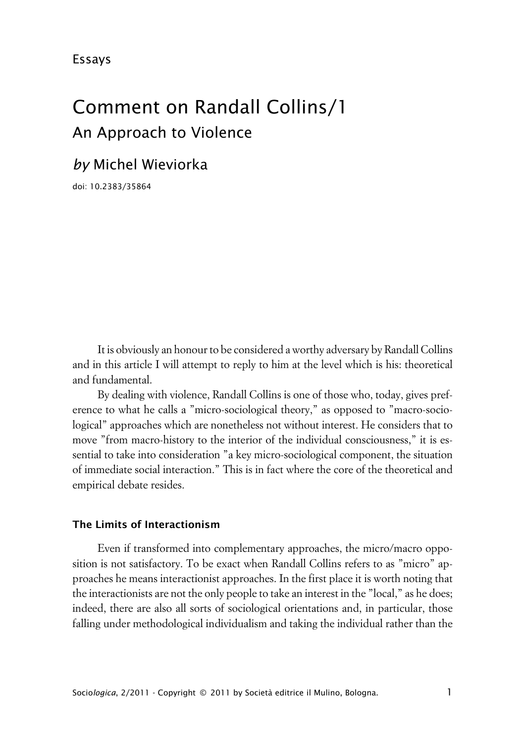Essays

# Comment on Randall Collins/1

## An Approach to Violence

*by* Michel Wieviorka

doi: 10.2383/35864

It is obviously an honour to be considered a worthy adversary by Randall Collins and in this article I will attempt to reply to him at the level which is his: theoretical and fundamental.

By dealing with violence, Randall Collins is one of those who, today, gives preference to what he calls a "micro-sociological theory," as opposed to "macro-sociological" approaches which are nonetheless not without interest. He considers that to move "from macro-history to the interior of the individual consciousness," it is essential to take into consideration "a key micro-sociological component, the situation of immediate social interaction." This is in fact where the core of the theoretical and empirical debate resides.

### The Limits of Interactionism

Even if transformed into complementary approaches, the micro/macro opposition is not satisfactory. To be exact when Randall Collins refers to as "micro" approaches he means interactionist approaches. In the first place it is worth noting that the interactionists are not the only people to take an interest in the "local," as he does; indeed, there are also all sorts of sociological orientations and, in particular, those falling under methodological individualism and taking the individual rather than the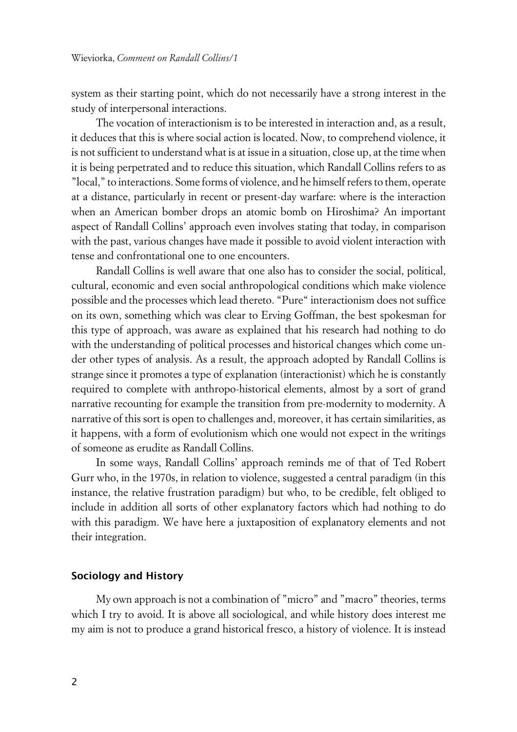system as their starting point, which do not necessarily have a strong interest in the study of interpersonal interactions.

The vocation of interactionism is to be interested in interaction and, as a result, it deduces that this is where social action is located. Now, to comprehend violence, it is not sufficient to understand what is at issue in a situation, close up, at the time when it is being perpetrated and to reduce this situation, which Randall Collins refers to as "local," to interactions. Some forms of violence, and he himself refers to them, operate at a distance, particularly in recent or present-day warfare: where is the interaction when an American bomber drops an atomic bomb on Hiroshima? An important aspect of Randall Collins' approach even involves stating that today, in comparison with the past, various changes have made it possible to avoid violent interaction with tense and confrontational one to one encounters.

Randall Collins is well aware that one also has to consider the social, political, cultural, economic and even social anthropological conditions which make violence possible and the processes which lead thereto. "Pure" interactionism does not suffice on its own, something which was clear to Erving Goffman, the best spokesman for this type of approach, was aware as explained that his research had nothing to do with the understanding of political processes and historical changes which come under other types of analysis. As a result, the approach adopted by Randall Collins is strange since it promotes a type of explanation (interactionist) which he is constantly required to complete with anthropo-historical elements, almost by a sort of grand narrative recounting for example the transition from pre-modernity to modernity. A narrative of this sort is open to challenges and, moreover, it has certain similarities, as it happens, with a form of evolutionism which one would not expect in the writings of someone as erudite as Randall Collins.

In some ways, Randall Collins' approach reminds me of that of Ted Robert Gurr who, in the 1970s, in relation to violence, suggested a central paradigm (in this instance, the relative frustration paradigm) but who, to be credible, felt obliged to include in addition all sorts of other explanatory factors which had nothing to do with this paradigm. We have here a juxtaposition of explanatory elements and not their integration.

## Sociology and History

My own approach is not a combination of "micro" and "macro" theories, terms which I try to avoid. It is above all sociological, and while history does interest me my aim is not to produce a grand historical fresco, a history of violence. It is instead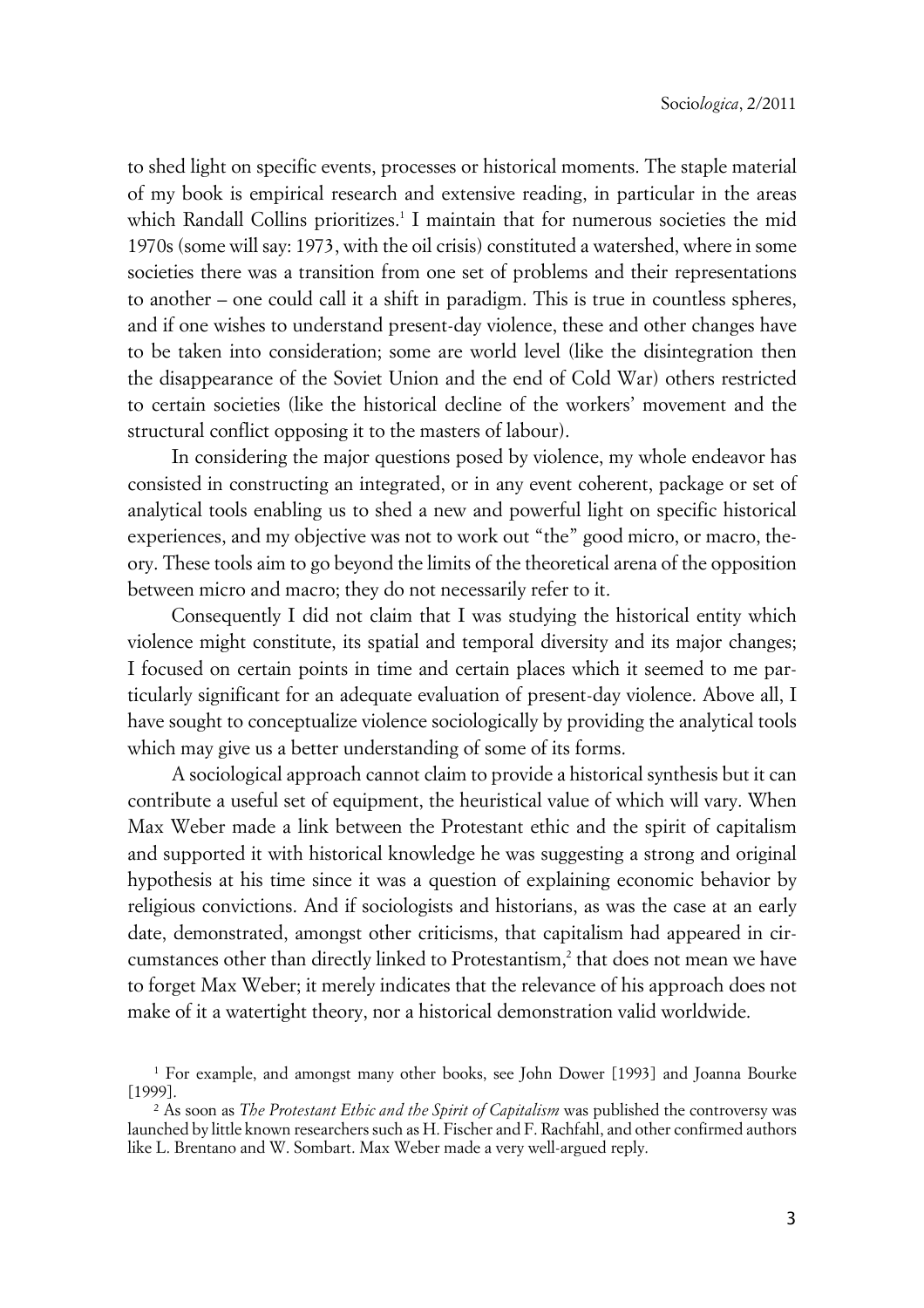to shed light on specific events, processes or historical moments. The staple material of my book is empirical research and extensive reading, in particular in the areas which Randall Collins prioritizes.[1] I maintain that for numerous societies the mid 1970s (some will say: 1973, with the oil crisis) constituted a watershed, where in some societies there was a transition from one set of problems and their representations to another – one could call it a shift in paradigm. This is true in countless spheres, and if one wishes to understand present-day violence, these and other changes have to be taken into consideration; some are world level (like the disintegration then the disappearance of the Soviet Union and the end of Cold War) others restricted to certain societies (like the historical decline of the workers' movement and the structural conflict opposing it to the masters of labour).

In considering the major questions posed by violence, my whole endeavor has consisted in constructing an integrated, or in any event coherent, package or set of analytical tools enabling us to shed a new and powerful light on specific historical experiences, and my objective was not to work out "the" good micro, or macro, theory. These tools aim to go beyond the limits of the theoretical arena of the opposition between micro and macro; they do not necessarily refer to it.

Consequently I did not claim that I was studying the historical entity which violence might constitute, its spatial and temporal diversity and its major changes; I focused on certain points in time and certain places which it seemed to me particularly significant for an adequate evaluation of present-day violence. Above all, I have sought to conceptualize violence sociologically by providing the analytical tools which may give us a better understanding of some of its forms.

A sociological approach cannot claim to provide a historical synthesis but it can contribute a useful set of equipment, the heuristical value of which will vary. When Max Weber made a link between the Protestant ethic and the spirit of capitalism and supported it with historical knowledge he was suggesting a strong and original hypothesis at his time since it was a question of explaining economic behavior by religious convictions. And if sociologists and historians, as was the case at an early date, demonstrated, amongst other criticisms, that capitalism had appeared in circumstances other than directly linked to Protestantism,[2] that does not mean we have to forget Max Weber; it merely indicates that the relevance of his approach does not make of it a watertight theory, nor a historical demonstration valid worldwide.

[1] For example, and amongst many other books, see John Dower [1993] and Joanna Bourke [1999].

[2] As soon as *The Protestant Ethic and the Spirit of Capitalism* was published the controversy was launched by little known researchers such as H. Fischer and F. Rachfahl, and other confirmed authors like L. Brentano and W. Sombart. Max Weber made a very well-argued reply.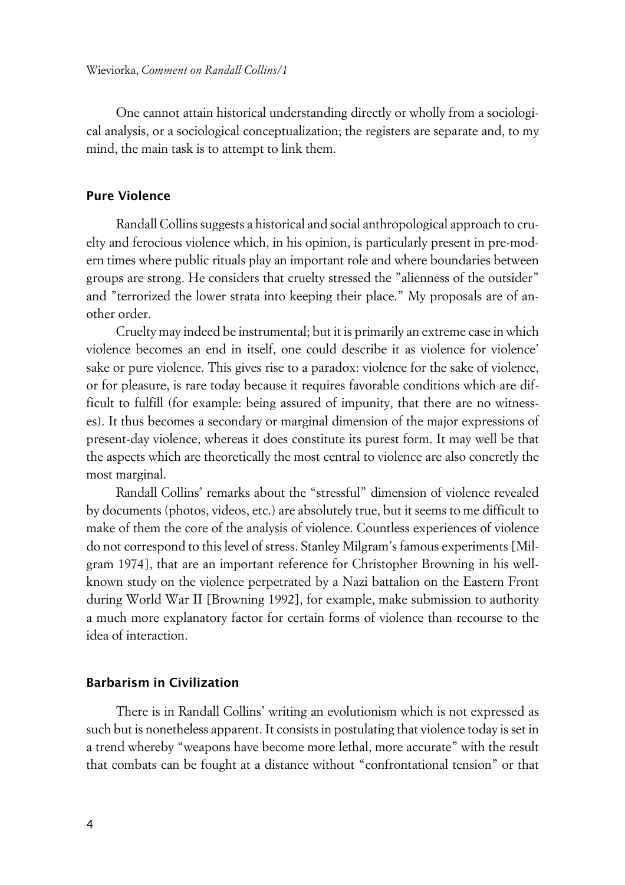One cannot attain historical understanding directly or wholly from a sociological analysis, or a sociological conceptualization; the registers are separate and, to my mind, the main task is to attempt to link them.

### Pure Violence

Randall Collins suggests a historical and social anthropological approach to cruelty and ferocious violence which, in his opinion, is particularly present in pre-modern times where public rituals play an important role and where boundaries between groups are strong. He considers that cruelty stressed the "alienness of the outsider" and "terrorized the lower strata into keeping their place." My proposals are of another order.

Cruelty may indeed be instrumental; but it is primarily an extreme case in which violence becomes an end in itself, one could describe it as violence for violence' sake or pure violence. This gives rise to a paradox: violence for the sake of violence, or for pleasure, is rare today because it requires favorable conditions which are difficult to fulfill (for example: being assured of impunity, that there are no witnesses). It thus becomes a secondary or marginal dimension of the major expressions of present-day violence, whereas it does constitute its purest form. It may well be that the aspects which are theoretically the most central to violence are also concretly the most marginal.

Randall Collins' remarks about the "stressful" dimension of violence revealed by documents (photos, videos, etc.) are absolutely true, but it seems to me difficult to make of them the core of the analysis of violence. Countless experiences of violence do not correspond to this level of stress. Stanley Milgram's famous experiments [Milgram 1974], that are an important reference for Christopher Browning in his well-known study on the violence perpetrated by a Nazi battalion on the Eastern Front during World War II [Browning 1992], for example, make submission to authority a much more explanatory factor for certain forms of violence than recourse to the idea of interaction.

### Barbarism in Civilization

There is in Randall Collins' writing an evolutionism which is not expressed as such but is nonetheless apparent. It consists in postulating that violence today is set in a trend whereby "weapons have become more lethal, more accurate" with the result that combats can be fought at a distance without "confrontational tension" or that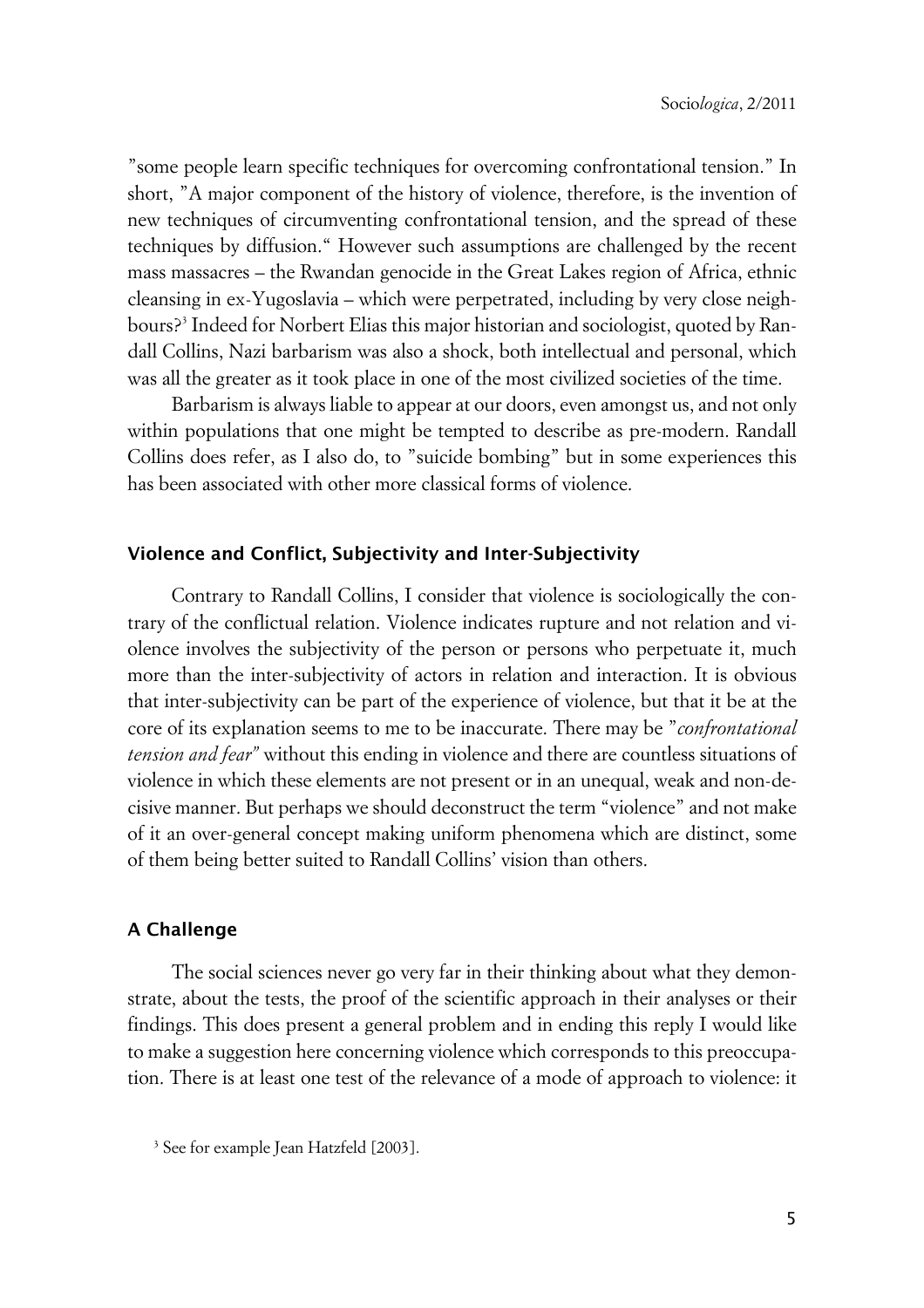"some people learn specific techniques for overcoming confrontational tension." In short, "A major component of the history of violence, therefore, is the invention of new techniques of circumventing confrontational tension, and the spread of these techniques by diffusion." However such assumptions are challenged by the recent mass massacres – the Rwandan genocide in the Great Lakes region of Africa, ethnic cleansing in ex-Yugoslavia – which were perpetrated, including by very close neighbours?[3] Indeed for Norbert Elias this major historian and sociologist, quoted by Randall Collins, Nazi barbarism was also a shock, both intellectual and personal, which was all the greater as it took place in one of the most civilized societies of the time.

Barbarism is always liable to appear at our doors, even amongst us, and not only within populations that one might be tempted to describe as pre-modern. Randall Collins does refer, as I also do, to "suicide bombing" but in some experiences this has been associated with other more classical forms of violence.

## Violence and Conflict, Subjectivity and Inter-Subjectivity

Contrary to Randall Collins, I consider that violence is sociologically the contrary of the conflictual relation. Violence indicates rupture and not relation and violence involves the subjectivity of the person or persons who perpetuate it, much more than the inter-subjectivity of actors in relation and interaction. It is obvious that inter-subjectivity can be part of the experience of violence, but that it be at the core of its explanation seems to me to be inaccurate. There may be "*confrontational tension and fear"* without this ending in violence and there are countless situations of violence in which these elements are not present or in an unequal, weak and non-decisive manner. But perhaps we should deconstruct the term "violence" and not make of it an over-general concept making uniform phenomena which are distinct, some of them being better suited to Randall Collins' vision than others.

## A Challenge

The social sciences never go very far in their thinking about what they demonstrate, about the tests, the proof of the scientific approach in their analyses or their findings. This does present a general problem and in ending this reply I would like to make a suggestion here concerning violence which corresponds to this preoccupation. There is at least one test of the relevance of a mode of approach to violence: it

[3] See for example Jean Hatzfeld [2003].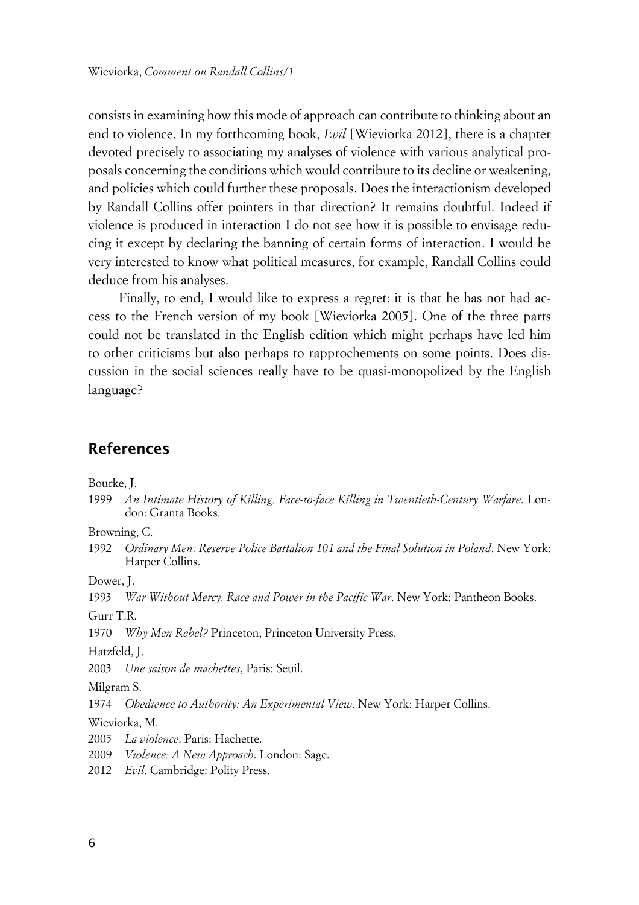consists in examining how this mode of approach can contribute to thinking about an end to violence. In my forthcoming book, *Evil* [Wieviorka 2012], there is a chapter devoted precisely to associating my analyses of violence with various analytical proposals concerning the conditions which would contribute to its decline or weakening, and policies which could further these proposals. Does the interactionism developed by Randall Collins offer pointers in that direction? It remains doubtful. Indeed if violence is produced in interaction I do not see how it is possible to envisage reducing it except by declaring the banning of certain forms of interaction. I would be very interested to know what political measures, for example, Randall Collins could deduce from his analyses.

Finally, to end, I would like to express a regret: it is that he has not had access to the French version of my book [Wieviorka 2005]. One of the three parts could not be translated in the English edition which might perhaps have led him to other criticisms but also perhaps to rapprochements on some points. Does discussion in the social sciences really have to be quasi-monopolized by the English language?

## References

Bourke, J.

1999 *An Intimate History of Killing. Face-to-face Killing in Twentieth-Century Warfare*. London: Granta Books.

Browning, C.

1992 *Ordinary Men: Reserve Police Battalion 101 and the Final Solution in Poland*. New York: Harper Collins.

Dower, J.

1993 *War Without Mercy. Race and Power in the Pacific War*. New York: Pantheon Books.

Gurr T.R.

1970 *Why Men Rebel?* Princeton, Princeton University Press.

Hatzfeld, J.

2003 *Une saison de machettes*, Paris: Seuil.

Milgram S.

1974 *Obedience to Authority: An Experimental View*. New York: Harper Collins.

Wieviorka, M.

2005 *La violence*. Paris: Hachette.

2009 *Violence: A New Approach*. London: Sage.

2012 *Evil*. Cambridge: Polity Press.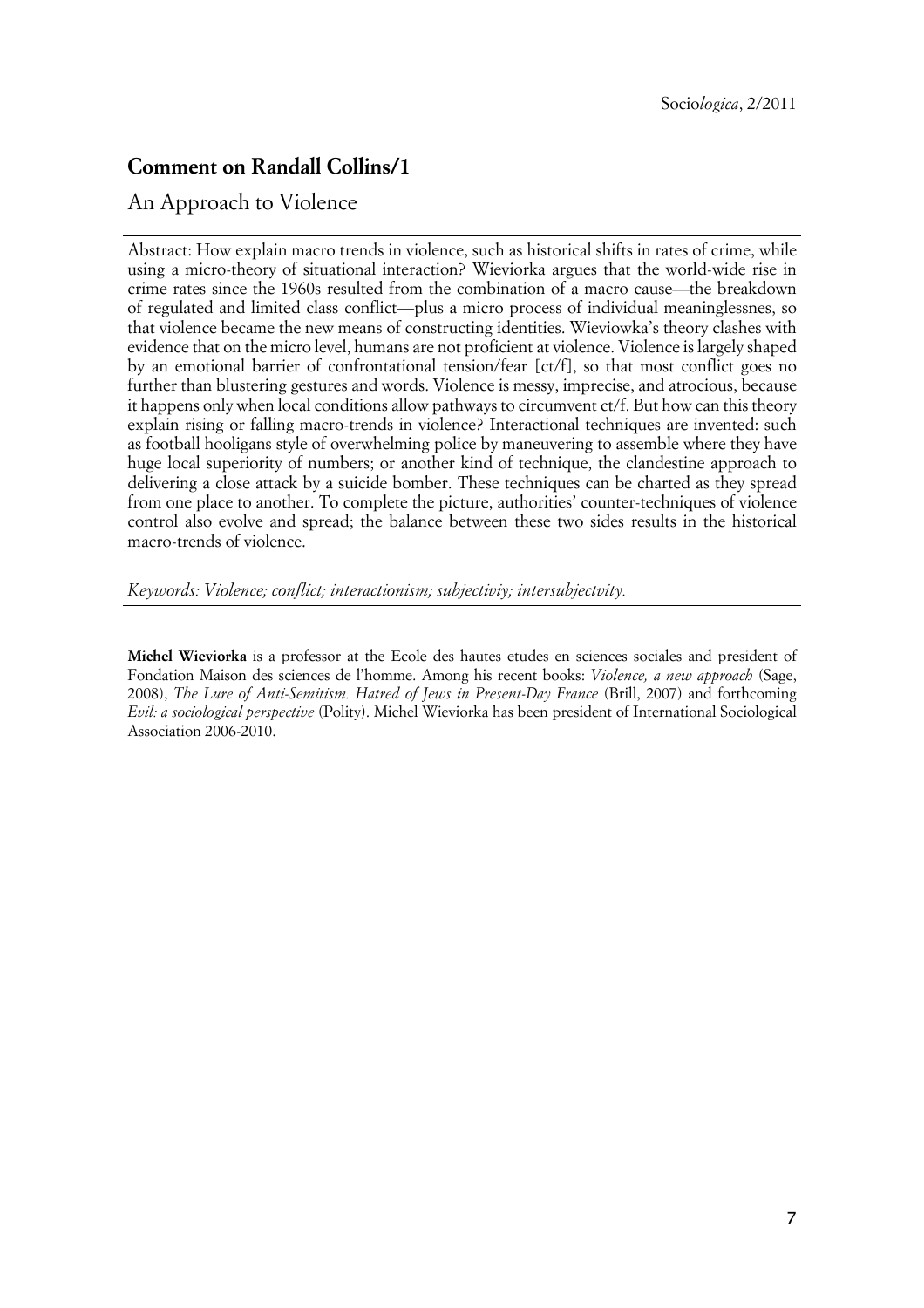## Comment on Randall Collins/1

An Approach to Violence

Abstract: How explain macro trends in violence, such as historical shifts in rates of crime, while using a micro-theory of situational interaction? Wieviorka argues that the world-wide rise in crime rates since the 1960s resulted from the combination of a macro cause—the breakdown of regulated and limited class conflict—plus a micro process of individual meaninglessnes, so that violence became the new means of constructing identities. Wieviowka's theory clashes with evidence that on the micro level, humans are not proficient at violence. Violence is largely shaped by an emotional barrier of confrontational tension/fear [ct/f], so that most conflict goes no further than blustering gestures and words. Violence is messy, imprecise, and atrocious, because it happens only when local conditions allow pathways to circumvent ct/f. But how can this theory explain rising or falling macro-trends in violence? Interactional techniques are invented: such as football hooligans style of overwhelming police by maneuvering to assemble where they have huge local superiority of numbers; or another kind of technique, the clandestine approach to delivering a close attack by a suicide bomber. These techniques can be charted as they spread from one place to another. To complete the picture, authorities' counter-techniques of violence control also evolve and spread; the balance between these two sides results in the historical macro-trends of violence.

*Keywords: Violence; conflict; interactionism; subjectiviy; intersubjectvity.*

**Michel Wieviorka** is a professor at the Ecole des hautes etudes en sciences sociales and president of Fondation Maison des sciences de l'homme. Among his recent books: *Violence, a new approach* (Sage, 2008), *The Lure of Anti-Semitism. Hatred of Jews in Present-Day France* (Brill, 2007) and forthcoming *Evil: a sociological perspective* (Polity). Michel Wieviorka has been president of International Sociological Association 2006-2010.